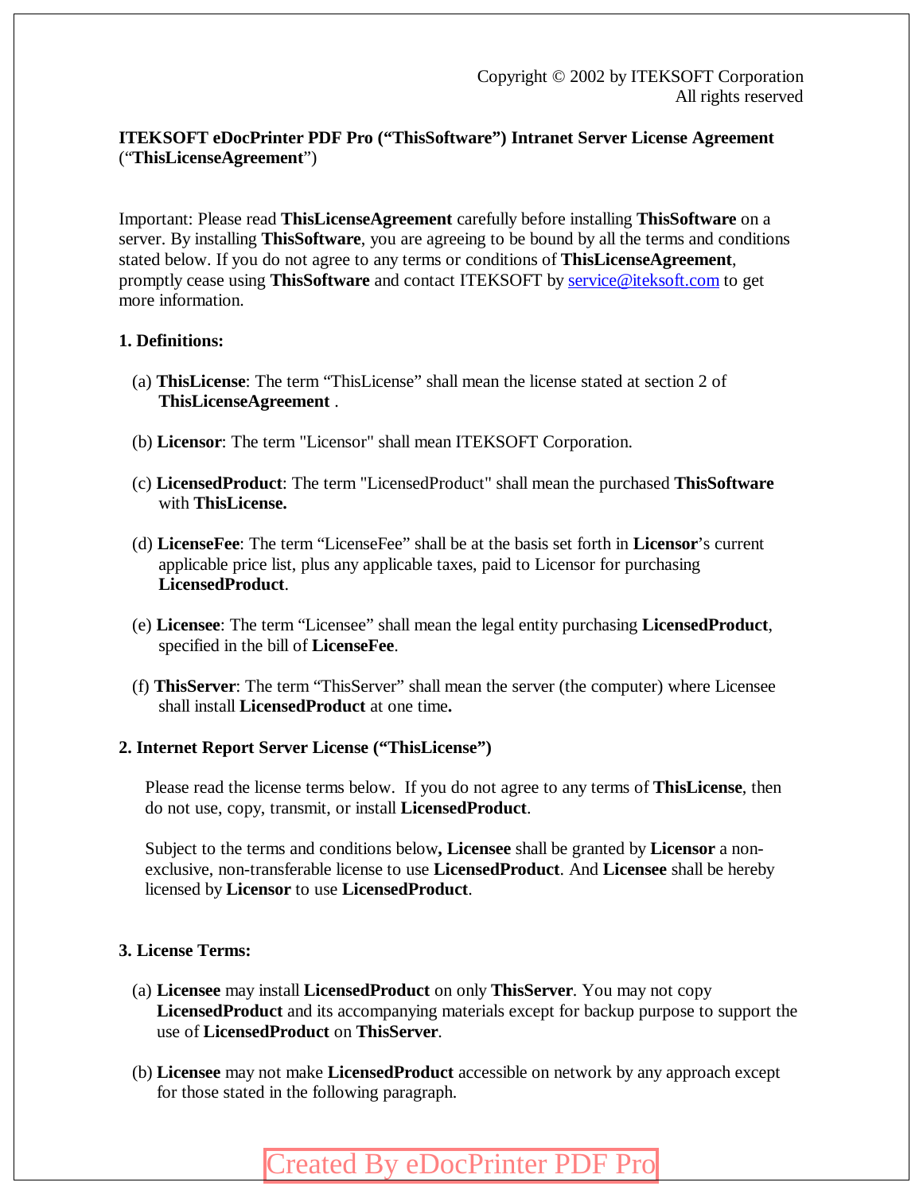Copyright © 2002 by ITEKSOFT Corporation
All rights reserved

**ITEKSOFT eDocPrinter PDF Pro ("ThisSoftware") Intranet Server License Agreement** ("**ThisLicenseAgreement**")

Important: Please read **ThisLicenseAgreement** carefully before installing **ThisSoftware** on a server. By installing **ThisSoftware**, you are agreeing to be bound by all the terms and conditions stated below. If you do not agree to any terms or conditions of **ThisLicenseAgreement**, promptly cease using **ThisSoftware** and contact ITEKSOFT by service@iteksoft.com to get more information.

## 1. Definitions:

(a) **ThisLicense**: The term "ThisLicense" shall mean the license stated at section 2 of **ThisLicenseAgreement** .

(b) **Licensor**: The term "Licensor" shall mean ITEKSOFT Corporation.

(c) **LicensedProduct**: The term "LicensedProduct" shall mean the purchased **ThisSoftware** with **ThisLicense.**

(d) **LicenseFee**: The term "LicenseFee" shall be at the basis set forth in **Licensor**'s current applicable price list, plus any applicable taxes, paid to Licensor for purchasing **LicensedProduct**.

(e) **Licensee**: The term "Licensee" shall mean the legal entity purchasing **LicensedProduct**, specified in the bill of **LicenseFee**.

(f) **ThisServer**: The term "ThisServer" shall mean the server (the computer) where Licensee shall install **LicensedProduct** at one time**.**

## 2. Internet Report Server License ("ThisLicense")

Please read the license terms below. If you do not agree to any terms of **ThisLicense**, then do not use, copy, transmit, or install **LicensedProduct**.

Subject to the terms and conditions below**, Licensee** shall be granted by **Licensor** a non-exclusive, non-transferable license to use **LicensedProduct**. And **Licensee** shall be hereby licensed by **Licensor** to use **LicensedProduct**.

## 3. License Terms:

(a) **Licensee** may install **LicensedProduct** on only **ThisServer**. You may not copy **LicensedProduct** and its accompanying materials except for backup purpose to support the use of **LicensedProduct** on **ThisServer**.

(b) **Licensee** may not make **LicensedProduct** accessible on network by any approach except for those stated in the following paragraph.

Created By eDocPrinter PDF Pro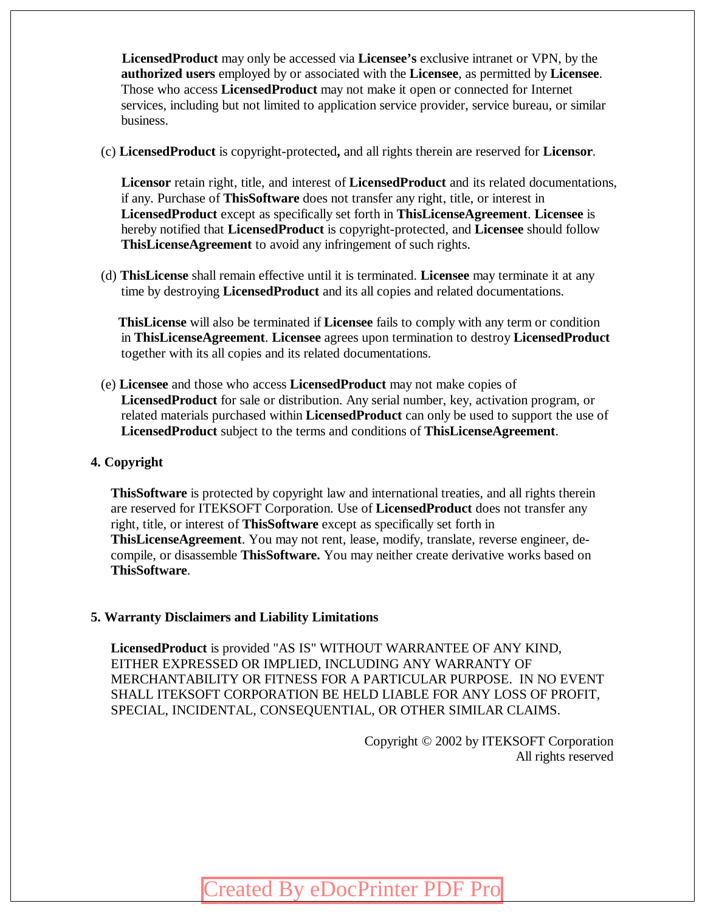**LicensedProduct** may only be accessed via **Licensee's** exclusive intranet or VPN, by the **authorized users** employed by or associated with the **Licensee**, as permitted by **Licensee**. Those who access **LicensedProduct** may not make it open or connected for Internet services, including but not limited to application service provider, service bureau, or similar business.

(c) **LicensedProduct** is copyright-protected**,** and all rights therein are reserved for **Licensor**.

**Licensor** retain right, title, and interest of **LicensedProduct** and its related documentations, if any. Purchase of **ThisSoftware** does not transfer any right, title, or interest in **LicensedProduct** except as specifically set forth in **ThisLicenseAgreement**. **Licensee** is hereby notified that **LicensedProduct** is copyright-protected, and **Licensee** should follow **ThisLicenseAgreement** to avoid any infringement of such rights.

(d) **ThisLicense** shall remain effective until it is terminated. **Licensee** may terminate it at any time by destroying **LicensedProduct** and its all copies and related documentations.

**ThisLicense** will also be terminated if **Licensee** fails to comply with any term or condition in **ThisLicenseAgreement**. **Licensee** agrees upon termination to destroy **LicensedProduct** together with its all copies and its related documentations.

(e) **Licensee** and those who access **LicensedProduct** may not make copies of **LicensedProduct** for sale or distribution. Any serial number, key, activation program, or related materials purchased within **LicensedProduct** can only be used to support the use of **LicensedProduct** subject to the terms and conditions of **ThisLicenseAgreement**.

**4. Copyright**

**ThisSoftware** is protected by copyright law and international treaties, and all rights therein are reserved for ITEKSOFT Corporation. Use of **LicensedProduct** does not transfer any right, title, or interest of **ThisSoftware** except as specifically set forth in **ThisLicenseAgreement**. You may not rent, lease, modify, translate, reverse engineer, de-compile, or disassemble **ThisSoftware.** You may neither create derivative works based on **ThisSoftware**.

**5. Warranty Disclaimers and Liability Limitations**

**LicensedProduct** is provided "AS IS" WITHOUT WARRANTEE OF ANY KIND, EITHER EXPRESSED OR IMPLIED, INCLUDING ANY WARRANTY OF MERCHANTABILITY OR FITNESS FOR A PARTICULAR PURPOSE. IN NO EVENT SHALL ITEKSOFT CORPORATION BE HELD LIABLE FOR ANY LOSS OF PROFIT, SPECIAL, INCIDENTAL, CONSEQUENTIAL, OR OTHER SIMILAR CLAIMS.

Copyright © 2002 by ITEKSOFT Corporation
All rights reserved